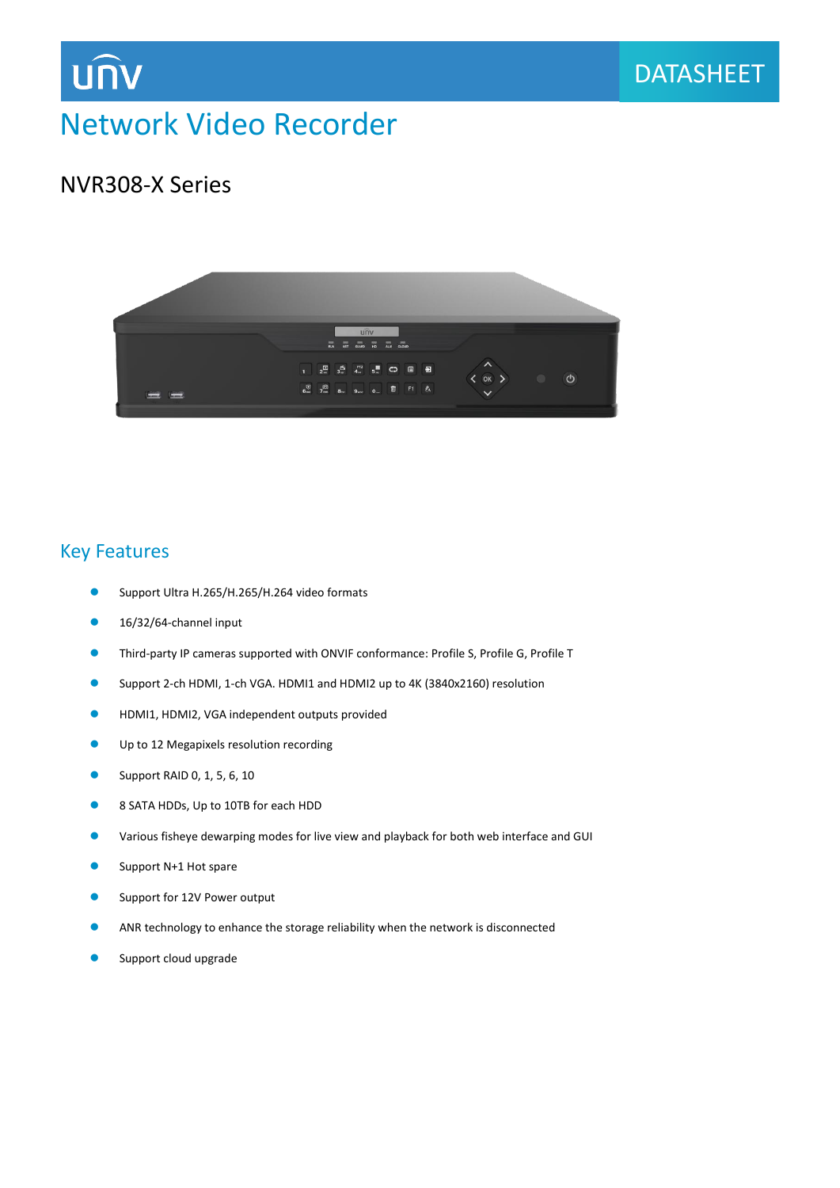unv

DATASHEET

# Network Video Recorder

## NVR308-X Series

## Key Features

- Support Ultra H.265/H.265/H.264 video formats
- 16/32/64-channel input
- Third-party IP cameras supported with ONVIF conformance: Profile S, Profile G, Profile T
- Support 2-ch HDMI, 1-ch VGA. HDMI1 and HDMI2 up to 4K (3840x2160) resolution
- HDMI1, HDMI2, VGA independent outputs provided
- Up to 12 Megapixels resolution recording
- Support RAID 0, 1, 5, 6, 10
- 8 SATA HDDs, Up to 10TB for each HDD
- Various fisheye dewarping modes for live view and playback for both web interface and GUI
- Support N+1 Hot spare
- Support for 12V Power output
- ANR technology to enhance the storage reliability when the network is disconnected
- Support cloud upgrade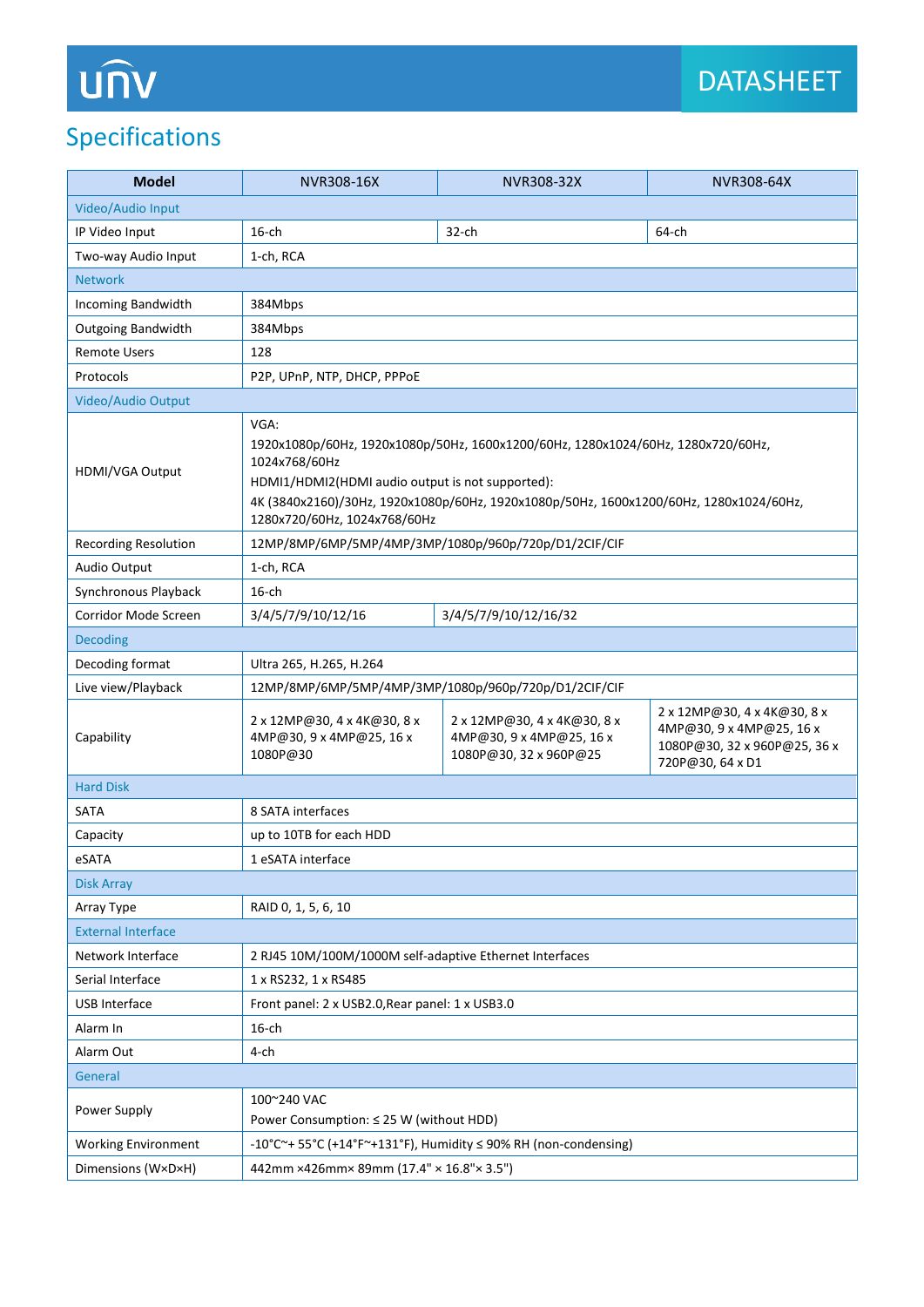## Specifications

| Model | NVR308-16X | NVR308-32X | NVR308-64X |
|---|---|---|---|
| **Video/Audio Input** | | | |
| IP Video Input | 16-ch | 32-ch | 64-ch |
| Two-way Audio Input | 1-ch, RCA | | |
| **Network** | | | |
| Incoming Bandwidth | 384Mbps | | |
| Outgoing Bandwidth | 384Mbps | | |
| Remote Users | 128 | | |
| Protocols | P2P, UPnP, NTP, DHCP, PPPoE | | |
| **Video/Audio Output** | | | |
| HDMI/VGA Output | VGA:<br>1920x1080p/60Hz, 1920x1080p/50Hz, 1600x1200/60Hz, 1280x1024/60Hz, 1280x720/60Hz, 1024x768/60Hz<br>HDMI1/HDMI2(HDMI audio output is not supported):<br>4K (3840x2160)/30Hz, 1920x1080p/60Hz, 1920x1080p/50Hz, 1600x1200/60Hz, 1280x1024/60Hz, 1280x720/60Hz, 1024x768/60Hz | | |
| Recording Resolution | 12MP/8MP/6MP/5MP/4MP/3MP/1080p/960p/720p/D1/2CIF/CIF | | |
| Audio Output | 1-ch, RCA | | |
| Synchronous Playback | 16-ch | | |
| Corridor Mode Screen | 3/4/5/7/9/10/12/16 | 3/4/5/7/9/10/12/16/32 | |
| **Decoding** | | | |
| Decoding format | Ultra 265, H.265, H.264 | | |
| Live view/Playback | 12MP/8MP/6MP/5MP/4MP/3MP/1080p/960p/720p/D1/2CIF/CIF | | |
| Capability | 2 x 12MP@30, 4 x 4K@30, 8 x 4MP@30, 9 x 4MP@25, 16 x 1080P@30 | 2 x 12MP@30, 4 x 4K@30, 8 x 4MP@30, 9 x 4MP@25, 16 x 1080P@30, 32 x 960P@25 | 2 x 12MP@30, 4 x 4K@30, 8 x 4MP@30, 9 x 4MP@25, 16 x 1080P@30, 32 x 960P@25, 36 x 720P@30, 64 x D1 |
| **Hard Disk** | | | |
| SATA | 8 SATA interfaces | | |
| Capacity | up to 10TB for each HDD | | |
| eSATA | 1 eSATA interface | | |
| **Disk Array** | | | |
| Array Type | RAID 0, 1, 5, 6, 10 | | |
| **External Interface** | | | |
| Network Interface | 2 RJ45 10M/100M/1000M self-adaptive Ethernet Interfaces | | |
| Serial Interface | 1 x RS232, 1 x RS485 | | |
| USB Interface | Front panel: 2 x USB2.0,Rear panel: 1 x USB3.0 | | |
| Alarm In | 16-ch | | |
| Alarm Out | 4-ch | | |
| **General** | | | |
| Power Supply | 100~240 VAC<br>Power Consumption: ≤ 25 W (without HDD) | | |
| Working Environment | -10°C~+ 55°C (+14°F~+131°F), Humidity ≤ 90% RH (non-condensing) | | |
| Dimensions (W×D×H) | 442mm ×426mm× 89mm (17.4" × 16.8"× 3.5") | | |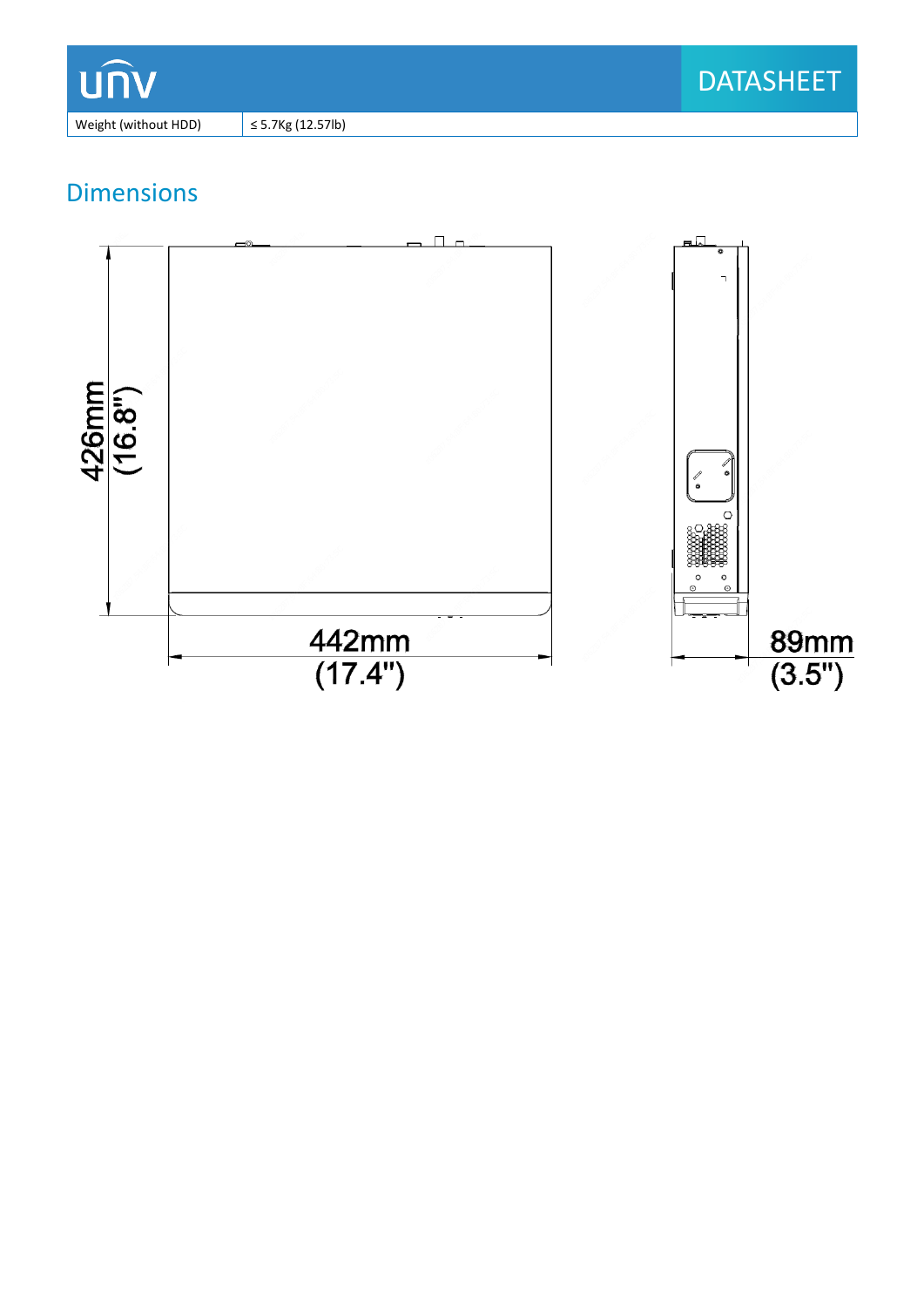| Weight (without HDD) | ≤ 5.7Kg (12.57lb) |
| --- | --- |

## Dimensions

426mm (16.8")

442mm (17.4")

89mm (3.5")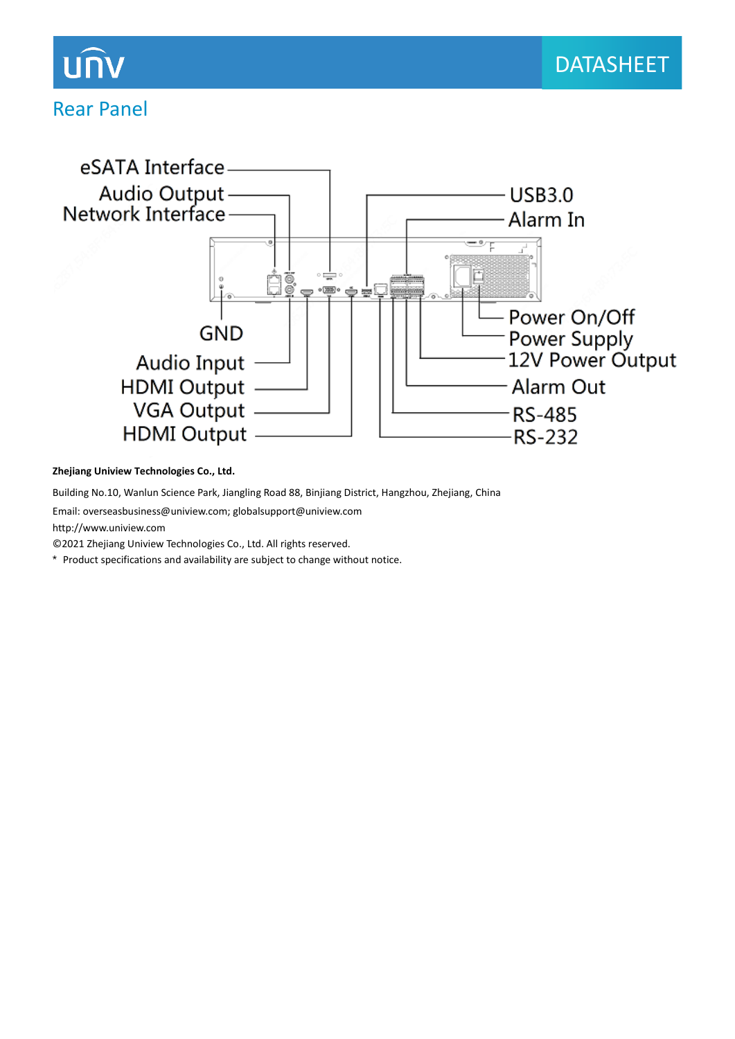## Rear Panel

eSATA Interface
Audio Output
Network Interface
USB3.0
Alarm In
GND
Audio Input
HDMI Output
VGA Output
HDMI Output
Power On/Off
Power Supply
12V Power Output
Alarm Out
RS-485
RS-232

**Zhejiang Uniview Technologies Co., Ltd.**

Building No.10, Wanlun Science Park, Jiangling Road 88, Binjiang District, Hangzhou, Zhejiang, China

Email: overseasbusiness@uniview.com; globalsupport@uniview.com

http://www.uniview.com

©2021 Zhejiang Uniview Technologies Co., Ltd. All rights reserved.

* Product specifications and availability are subject to change without notice.